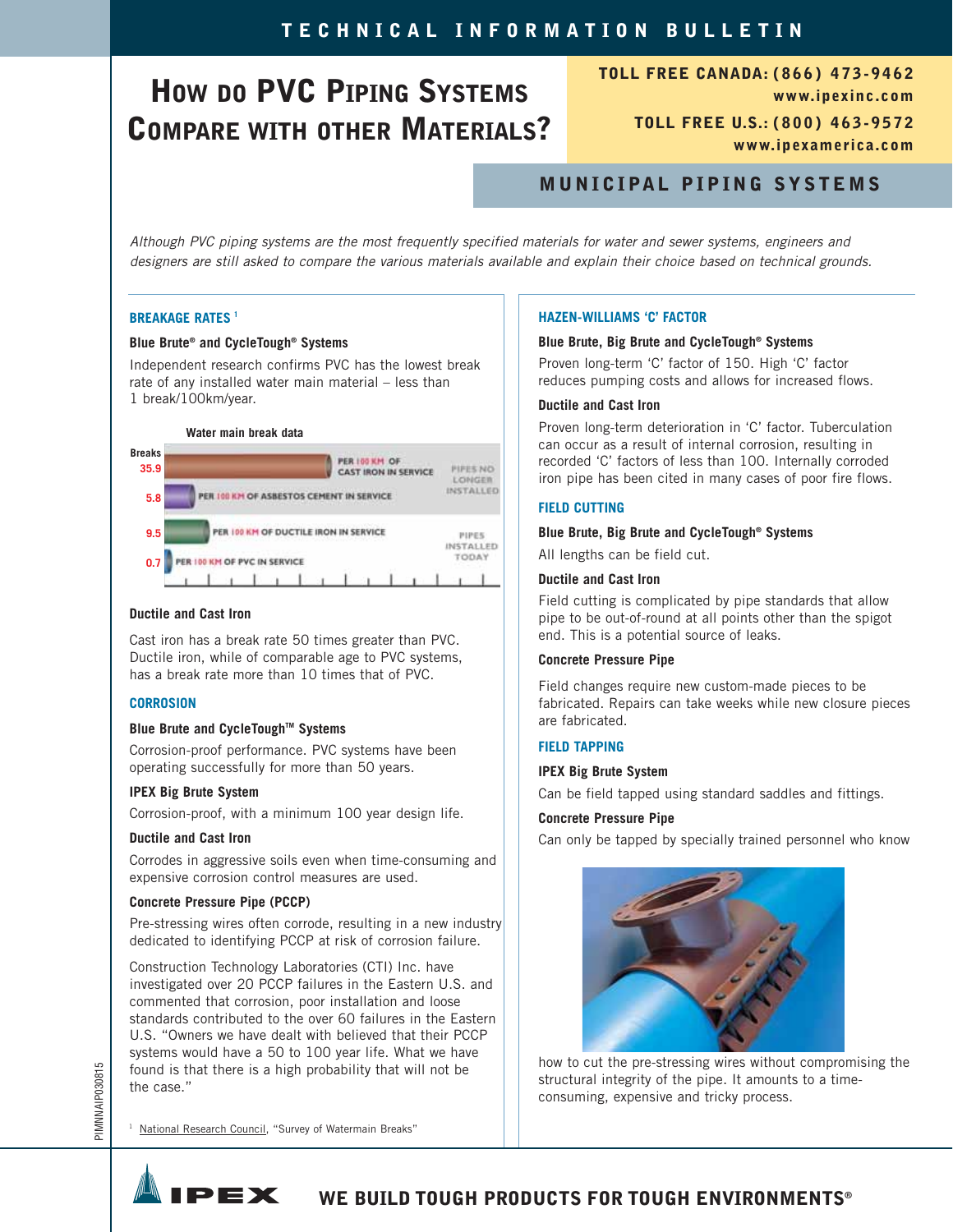# TECHNICAL INFORMATION BULLETIN

# How do PVC Piping Systems Compare with other Materials?

**TOLL FREE CANADA: (866) 473-9462**
**www.ipexinc.com**

**TOLL FREE U.S.: (800) 463-9572**
**www.ipexamerica.com**

## MUNICIPAL PIPING SYSTEMS

*Although PVC piping systems are the most frequently specified materials for water and sewer systems, engineers and designers are still asked to compare the various materials available and explain their choice based on technical grounds.*

### BREAKAGE RATES [1]

**Blue Brute® and CycleTough® Systems**

Independent research confirms PVC has the lowest break rate of any installed water main material – less than 1 break/100km/year.

**Water main break data**

| Breaks | | |
|---|---|---|
| 35.9 | PER 100 KM OF CAST IRON IN SERVICE | PIPES NO LONGER INSTALLED |
| 5.8 | PER 100 KM OF ASBESTOS CEMENT IN SERVICE | PIPES NO LONGER INSTALLED |
| 9.5 | PER 100 KM OF DUCTILE IRON IN SERVICE | PIPES INSTALLED TODAY |
| 0.7 | PER 100 KM OF PVC IN SERVICE | PIPES INSTALLED TODAY |

**Ductile and Cast Iron**

Cast iron has a break rate 50 times greater than PVC. Ductile iron, while of comparable age to PVC systems, has a break rate more than 10 times that of PVC.

### CORROSION

**Blue Brute and CycleTough™ Systems**

Corrosion-proof performance. PVC systems have been operating successfully for more than 50 years.

**IPEX Big Brute System**

Corrosion-proof, with a minimum 100 year design life.

**Ductile and Cast Iron**

Corrodes in aggressive soils even when time-consuming and expensive corrosion control measures are used.

**Concrete Pressure Pipe (PCCP)**

Pre-stressing wires often corrode, resulting in a new industry dedicated to identifying PCCP at risk of corrosion failure.

Construction Technology Laboratories (CTI) Inc. have investigated over 20 PCCP failures in the Eastern U.S. and commented that corrosion, poor installation and loose standards contributed to the over 60 failures in the Eastern U.S. "Owners we have dealt with believed that their PCCP systems would have a 50 to 100 year life. What we have found is that there is a high probability that will not be the case."

[1] National Research Council, "Survey of Watermain Breaks"

### HAZEN-WILLIAMS 'C' FACTOR

**Blue Brute, Big Brute and CycleTough® Systems**

Proven long-term 'C' factor of 150. High 'C' factor reduces pumping costs and allows for increased flows.

**Ductile and Cast Iron**

Proven long-term deterioration in 'C' factor. Tuberculation can occur as a result of internal corrosion, resulting in recorded 'C' factors of less than 100. Internally corroded iron pipe has been cited in many cases of poor fire flows.

### FIELD CUTTING

**Blue Brute, Big Brute and CycleTough® Systems**

All lengths can be field cut.

**Ductile and Cast Iron**

Field cutting is complicated by pipe standards that allow pipe to be out-of-round at all points other than the spigot end. This is a potential source of leaks.

**Concrete Pressure Pipe**

Field changes require new custom-made pieces to be fabricated. Repairs can take weeks while new closure pieces are fabricated.

### FIELD TAPPING

**IPEX Big Brute System**

Can be field tapped using standard saddles and fittings.

**Concrete Pressure Pipe**

Can only be tapped by specially trained personnel who know how to cut the pre-stressing wires without compromising the structural integrity of the pipe. It amounts to a time-consuming, expensive and tricky process.

**WE BUILD TOUGH PRODUCTS FOR TOUGH ENVIRONMENTS®**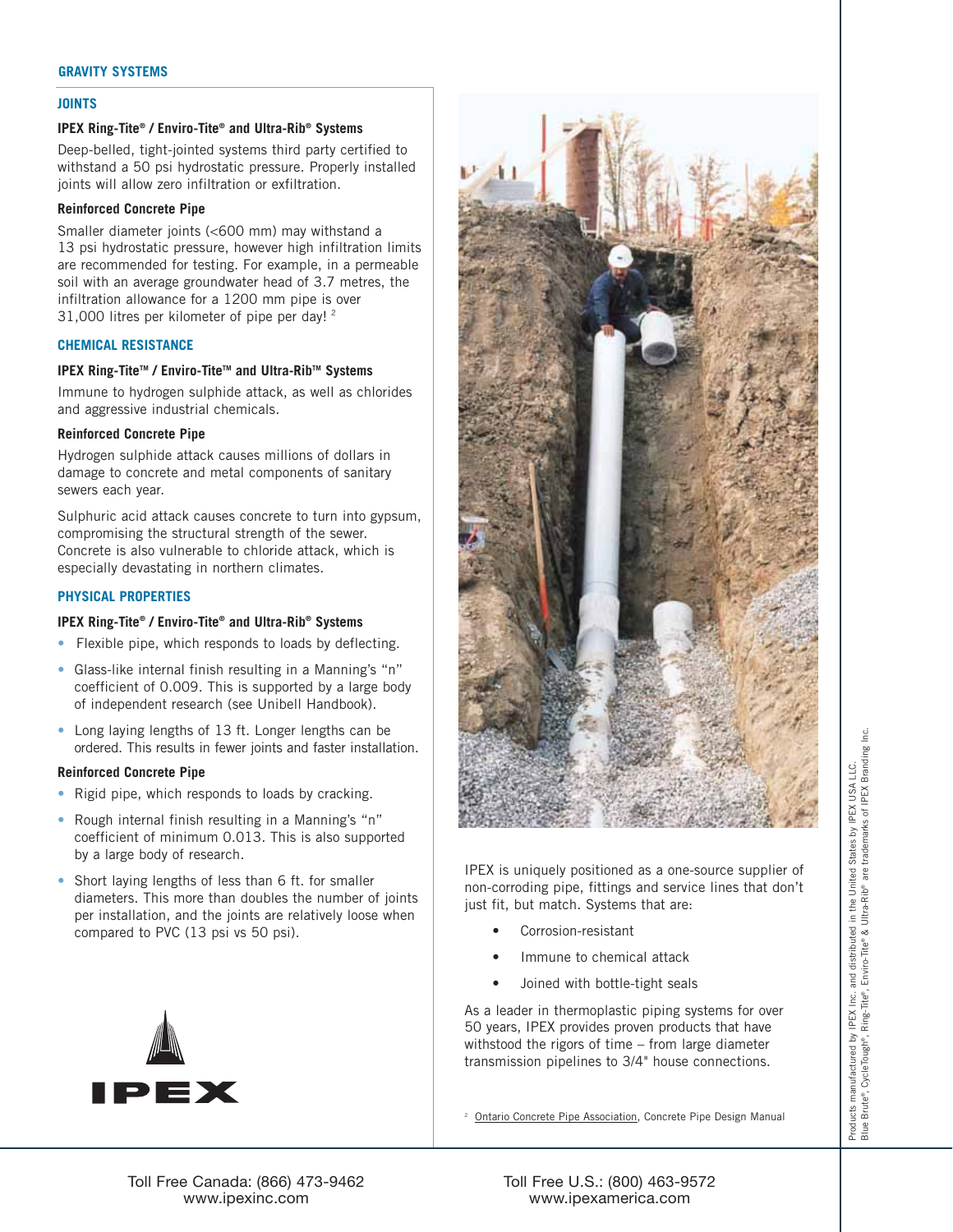## GRAVITY SYSTEMS

### JOINTS

**IPEX Ring-Tite® / Enviro-Tite® and Ultra-Rib® Systems**

Deep-belled, tight-jointed systems third party certified to withstand a 50 psi hydrostatic pressure. Properly installed joints will allow zero infiltration or exfiltration.

**Reinforced Concrete Pipe**

Smaller diameter joints (<600 mm) may withstand a 13 psi hydrostatic pressure, however high infiltration limits are recommended for testing. For example, in a permeable soil with an average groundwater head of 3.7 metres, the infiltration allowance for a 1200 mm pipe is over 31,000 litres per kilometer of pipe per day! [2]

### CHEMICAL RESISTANCE

**IPEX Ring-Tite™ / Enviro-Tite™ and Ultra-Rib™ Systems**

Immune to hydrogen sulphide attack, as well as chlorides and aggressive industrial chemicals.

**Reinforced Concrete Pipe**

Hydrogen sulphide attack causes millions of dollars in damage to concrete and metal components of sanitary sewers each year.

Sulphuric acid attack causes concrete to turn into gypsum, compromising the structural strength of the sewer. Concrete is also vulnerable to chloride attack, which is especially devastating in northern climates.

### PHYSICAL PROPERTIES

**IPEX Ring-Tite® / Enviro-Tite® and Ultra-Rib® Systems**

- Flexible pipe, which responds to loads by deflecting.
- Glass-like internal finish resulting in a Manning's "n" coefficient of 0.009. This is supported by a large body of independent research (see Unibell Handbook).
- Long laying lengths of 13 ft. Longer lengths can be ordered. This results in fewer joints and faster installation.

**Reinforced Concrete Pipe**

- Rigid pipe, which responds to loads by cracking.
- Rough internal finish resulting in a Manning's "n" coefficient of minimum 0.013. This is also supported by a large body of research.
- Short laying lengths of less than 6 ft. for smaller diameters. This more than doubles the number of joints per installation, and the joints are relatively loose when compared to PVC (13 psi vs 50 psi).

IPEX

IPEX is uniquely positioned as a one-source supplier of non-corroding pipe, fittings and service lines that don't just fit, but match. Systems that are:

- Corrosion-resistant
- Immune to chemical attack
- Joined with bottle-tight seals

As a leader in thermoplastic piping systems for over 50 years, IPEX provides proven products that have withstood the rigors of time – from large diameter transmission pipelines to 3/4" house connections.

[2] Ontario Concrete Pipe Association, Concrete Pipe Design Manual

Products manufactured by IPEX Inc. and distributed in the United States by IPEX USA LLC.
Blue Brute®, CycleTough®, Ring-Tite®, Enviro-Tite® & Ultra-Rib® are trademarks of IPEX Branding Inc.

Toll Free Canada: (866) 473-9462
www.ipexinc.com

Toll Free U.S.: (800) 463-9572
www.ipexamerica.com